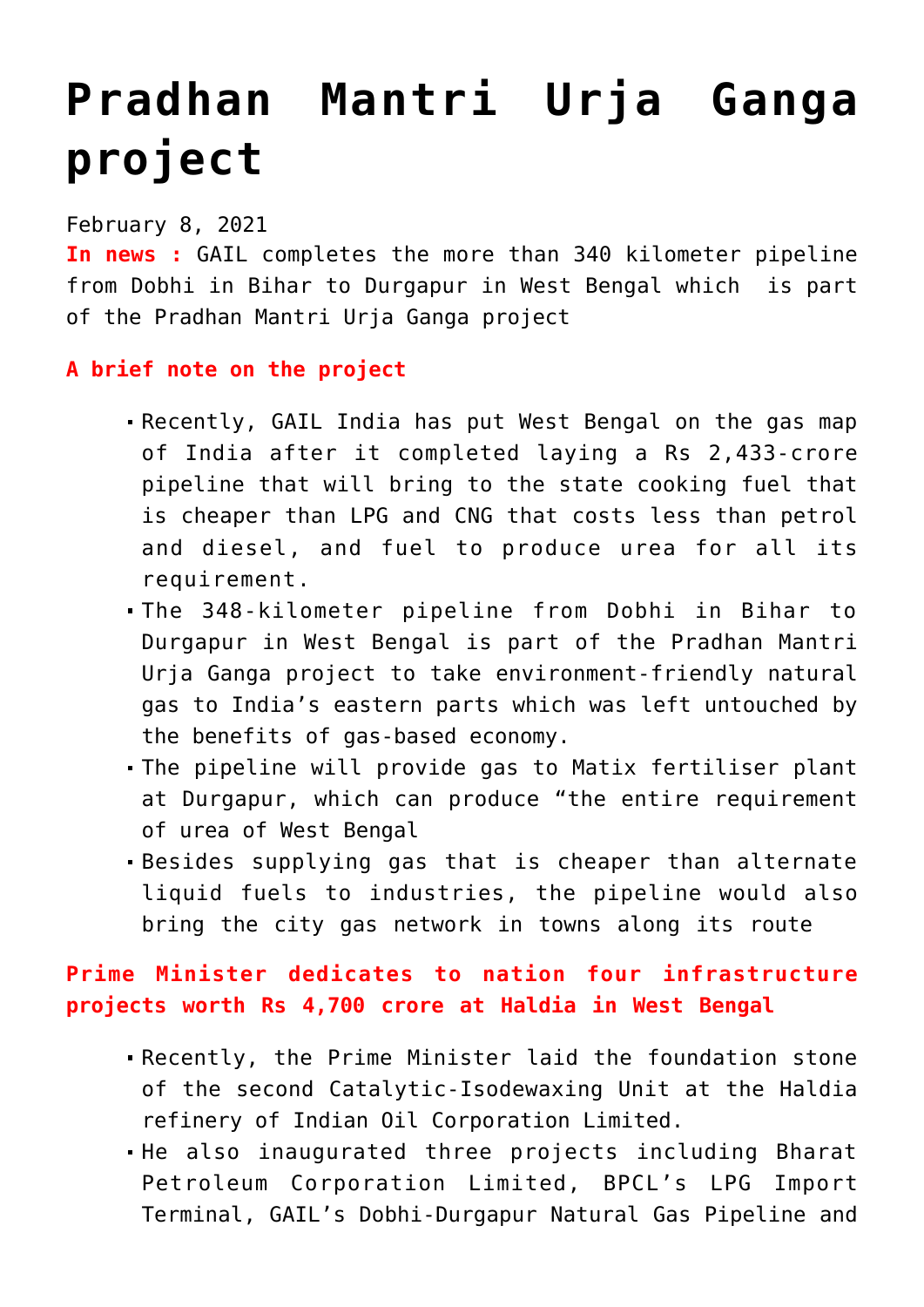# Pradhan Mantri Urja Ganga project

February 8, 2021

**In news :** GAIL completes the more than 340 kilometer pipeline from Dobhi in Bihar to Durgapur in West Bengal which is part of the Pradhan Mantri Urja Ganga project

**A brief note on the project**

- Recently, GAIL India has put West Bengal on the gas map of India after it completed laying a Rs 2,433-crore pipeline that will bring to the state cooking fuel that is cheaper than LPG and CNG that costs less than petrol and diesel, and fuel to produce urea for all its requirement.
- The 348-kilometer pipeline from Dobhi in Bihar to Durgapur in West Bengal is part of the Pradhan Mantri Urja Ganga project to take environment-friendly natural gas to India's eastern parts which was left untouched by the benefits of gas-based economy.
- The pipeline will provide gas to Matix fertiliser plant at Durgapur, which can produce "the entire requirement of urea of West Bengal
- Besides supplying gas that is cheaper than alternate liquid fuels to industries, the pipeline would also bring the city gas network in towns along its route

**Prime Minister dedicates to nation four infrastructure projects worth Rs 4,700 crore at Haldia in West Bengal**

- Recently, the Prime Minister laid the foundation stone of the second Catalytic-Isodewaxing Unit at the Haldia refinery of Indian Oil Corporation Limited.
- He also inaugurated three projects including Bharat Petroleum Corporation Limited, BPCL's LPG Import Terminal, GAIL's Dobhi-Durgapur Natural Gas Pipeline and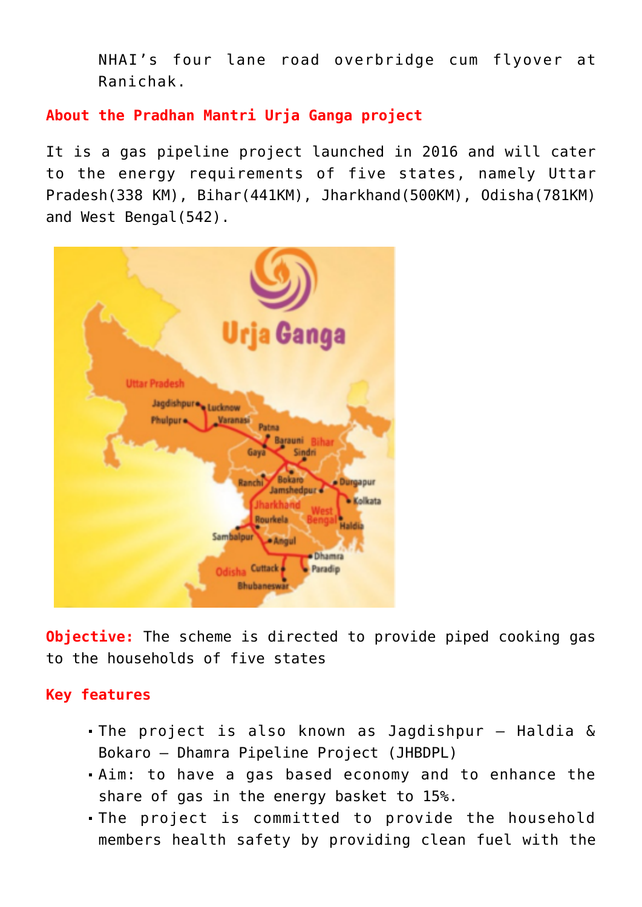NHAI's four lane road overbridge cum flyover at Ranichak.

**About the Pradhan Mantri Urja Ganga project**

It is a gas pipeline project launched in 2016 and will cater to the energy requirements of five states, namely Uttar Pradesh(338 KM), Bihar(441KM), Jharkhand(500KM), Odisha(781KM) and West Bengal(542).

**Objective:** The scheme is directed to provide piped cooking gas to the households of five states

**Key features**

- The project is also known as Jagdishpur – Haldia & Bokaro – Dhamra Pipeline Project (JHBDPL)
- Aim: to have a gas based economy and to enhance the share of gas in the energy basket to 15%.
- The project is committed to provide the household members health safety by providing clean fuel with the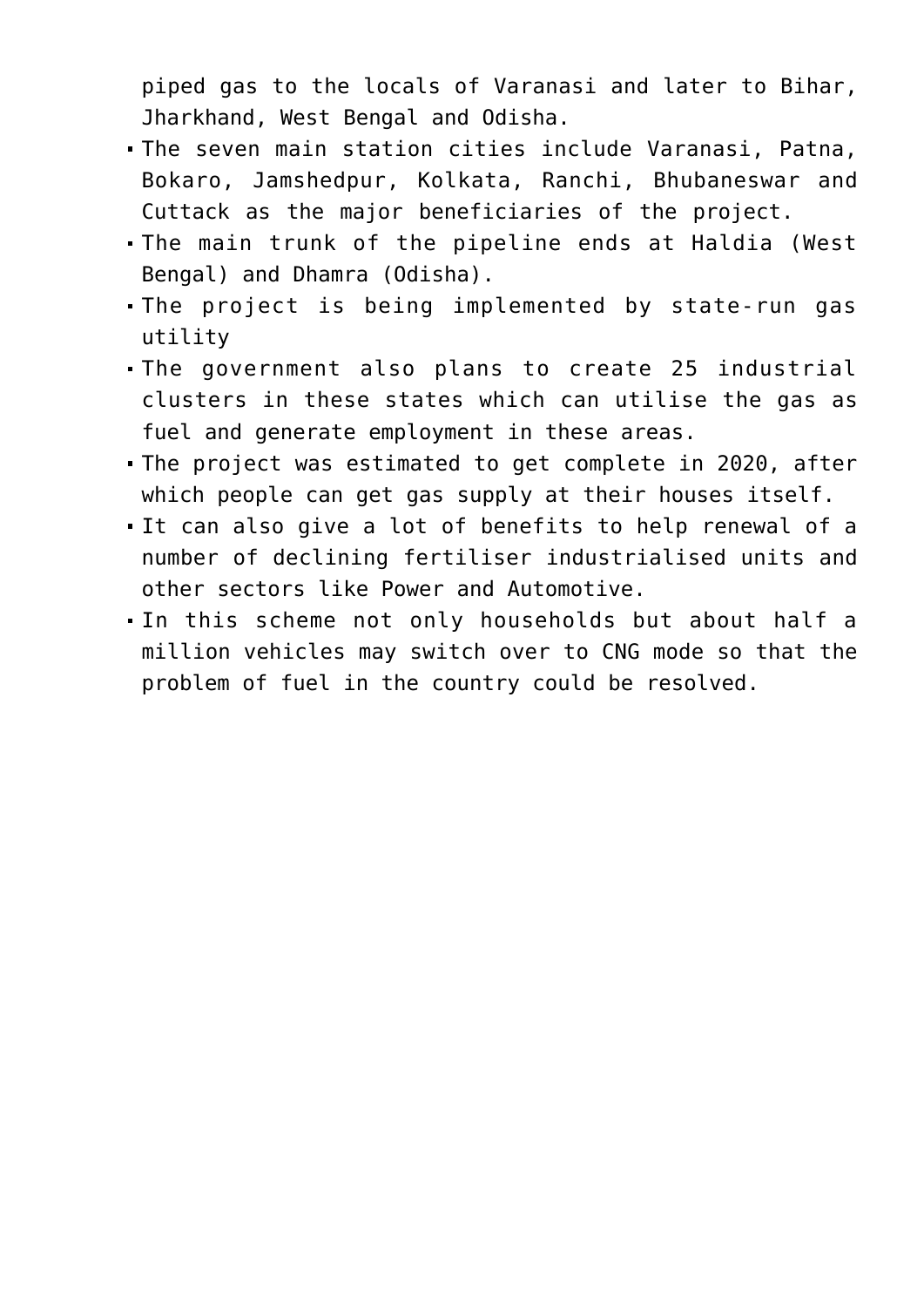piped gas to the locals of Varanasi and later to Bihar, Jharkhand, West Bengal and Odisha.

- The seven main station cities include Varanasi, Patna, Bokaro, Jamshedpur, Kolkata, Ranchi, Bhubaneswar and Cuttack as the major beneficiaries of the project.
- The main trunk of the pipeline ends at Haldia (West Bengal) and Dhamra (Odisha).
- The project is being implemented by state-run gas utility
- The government also plans to create 25 industrial clusters in these states which can utilise the gas as fuel and generate employment in these areas.
- The project was estimated to get complete in 2020, after which people can get gas supply at their houses itself.
- It can also give a lot of benefits to help renewal of a number of declining fertiliser industrialised units and other sectors like Power and Automotive.
- In this scheme not only households but about half a million vehicles may switch over to CNG mode so that the problem of fuel in the country could be resolved.